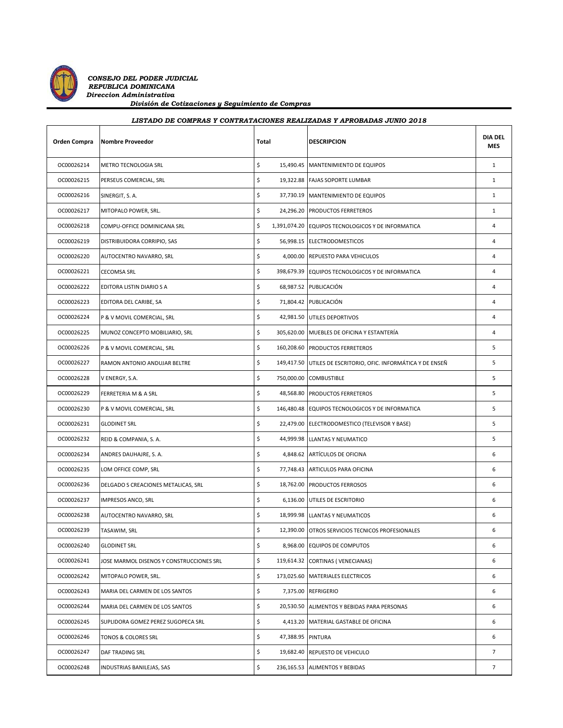***CONSEJO DEL PODER JUDICIAL***
***REPUBLICA DOMINICANA***
***Direccion Administrativa***
***División de Cotizaciones y Seguimiento de Compras***

***LISTADO DE COMPRAS Y CONTRATACIONES REALIZADAS Y APROBADAS JUNIO 2018***

| Orden Compra | Nombre Proveedor | Total | DESCRIPCION | DIA DEL MES |
|---|---|---|---|---|
| OC00026214 | METRO TECNOLOGIA SRL | $ 15,490.45 | MANTENIMIENTO DE EQUIPOS | 1 |
| OC00026215 | PERSEUS COMERCIAL, SRL | $ 19,322.88 | FAJAS SOPORTE LUMBAR | 1 |
| OC00026216 | SINERGIT, S. A. | $ 37,730.19 | MANTENIMIENTO DE EQUIPOS | 1 |
| OC00026217 | MITOPALO POWER, SRL. | $ 24,296.20 | PRODUCTOS FERRETEROS | 1 |
| OC00026218 | COMPU-OFFICE DOMINICANA SRL | $ 1,391,074.20 | EQUIPOS TECNOLOGICOS Y DE INFORMATICA | 4 |
| OC00026219 | DISTRIBUIDORA CORRIPIO, SAS | $ 56,998.15 | ELECTRODOMESTICOS | 4 |
| OC00026220 | AUTOCENTRO NAVARRO, SRL | $ 4,000.00 | REPUESTO PARA VEHICULOS | 4 |
| OC00026221 | CECOMSA SRL | $ 398,679.39 | EQUIPOS TECNOLOGICOS Y DE INFORMATICA | 4 |
| OC00026222 | EDITORA LISTIN DIARIO S A | $ 68,987.52 | PUBLICACIÓN | 4 |
| OC00026223 | EDITORA DEL CARIBE, SA | $ 71,804.42 | PUBLICACIÓN | 4 |
| OC00026224 | P & V MOVIL COMERCIAL, SRL | $ 42,981.50 | UTILES DEPORTIVOS | 4 |
| OC00026225 | MUNOZ CONCEPTO MOBILIARIO, SRL | $ 305,620.00 | MUEBLES DE OFICINA Y ESTANTERÍA | 4 |
| OC00026226 | P & V MOVIL COMERCIAL, SRL | $ 160,208.60 | PRODUCTOS FERRETEROS | 5 |
| OC00026227 | RAMON ANTONIO ANDUJAR BELTRE | $ 149,417.50 | UTILES DE ESCRITORIO, OFIC. INFORMÁTICA Y DE ENSEÑ | 5 |
| OC00026228 | V ENERGY, S.A. | $ 750,000.00 | COMBUSTIBLE | 5 |
| OC00026229 | FERRETERIA M & A SRL | $ 48,568.80 | PRODUCTOS FERRETEROS | 5 |
| OC00026230 | P & V MOVIL COMERCIAL, SRL | $ 146,480.48 | EQUIPOS TECNOLOGICOS Y DE INFORMATICA | 5 |
| OC00026231 | GLODINET SRL | $ 22,479.00 | ELECTRODOMESTICO (TELEVISOR Y BASE) | 5 |
| OC00026232 | REID & COMPANIA, S. A. | $ 44,999.98 | LLANTAS Y NEUMATICO | 5 |
| OC00026234 | ANDRES DAUHAJRE, S. A. | $ 4,848.62 | ARTÍCULOS DE OFICINA | 6 |
| OC00026235 | LOM OFFICE COMP, SRL | $ 77,748.43 | ARTICULOS PARA OFICINA | 6 |
| OC00026236 | DELGADO S CREACIONES METALICAS, SRL | $ 18,762.00 | PRODUCTOS FERROSOS | 6 |
| OC00026237 | IMPRESOS ANCO, SRL | $ 6,136.00 | UTILES DE ESCRITORIO | 6 |
| OC00026238 | AUTOCENTRO NAVARRO, SRL | $ 18,999.98 | LLANTAS Y NEUMATICOS | 6 |
| OC00026239 | TASAWIM, SRL | $ 12,390.00 | OTROS SERVICIOS TECNICOS PROFESIONALES | 6 |
| OC00026240 | GLODINET SRL | $ 8,968.00 | EQUIPOS DE COMPUTOS | 6 |
| OC00026241 | JOSE MARMOL DISENOS Y CONSTRUCCIONES SRL | $ 119,614.32 | CORTINAS ( VENECIANAS) | 6 |
| OC00026242 | MITOPALO POWER, SRL. | $ 173,025.60 | MATERIALES ELECTRICOS | 6 |
| OC00026243 | MARIA DEL CARMEN DE LOS SANTOS | $ 7,375.00 | REFRIGERIO | 6 |
| OC00026244 | MARIA DEL CARMEN DE LOS SANTOS | $ 20,530.50 | ALIMENTOS Y BEBIDAS PARA PERSONAS | 6 |
| OC00026245 | SUPLIDORA GOMEZ PEREZ SUGOPECA SRL | $ 4,413.20 | MATERIAL GASTABLE DE OFICINA | 6 |
| OC00026246 | TONOS & COLORES SRL | $ 47,388.95 | PINTURA | 6 |
| OC00026247 | DAF TRADING SRL | $ 19,682.40 | REPUESTO DE VEHICULO | 7 |
| OC00026248 | INDUSTRIAS BANILEJAS, SAS | $ 236,165.53 | ALIMENTOS Y BEBIDAS | 7 |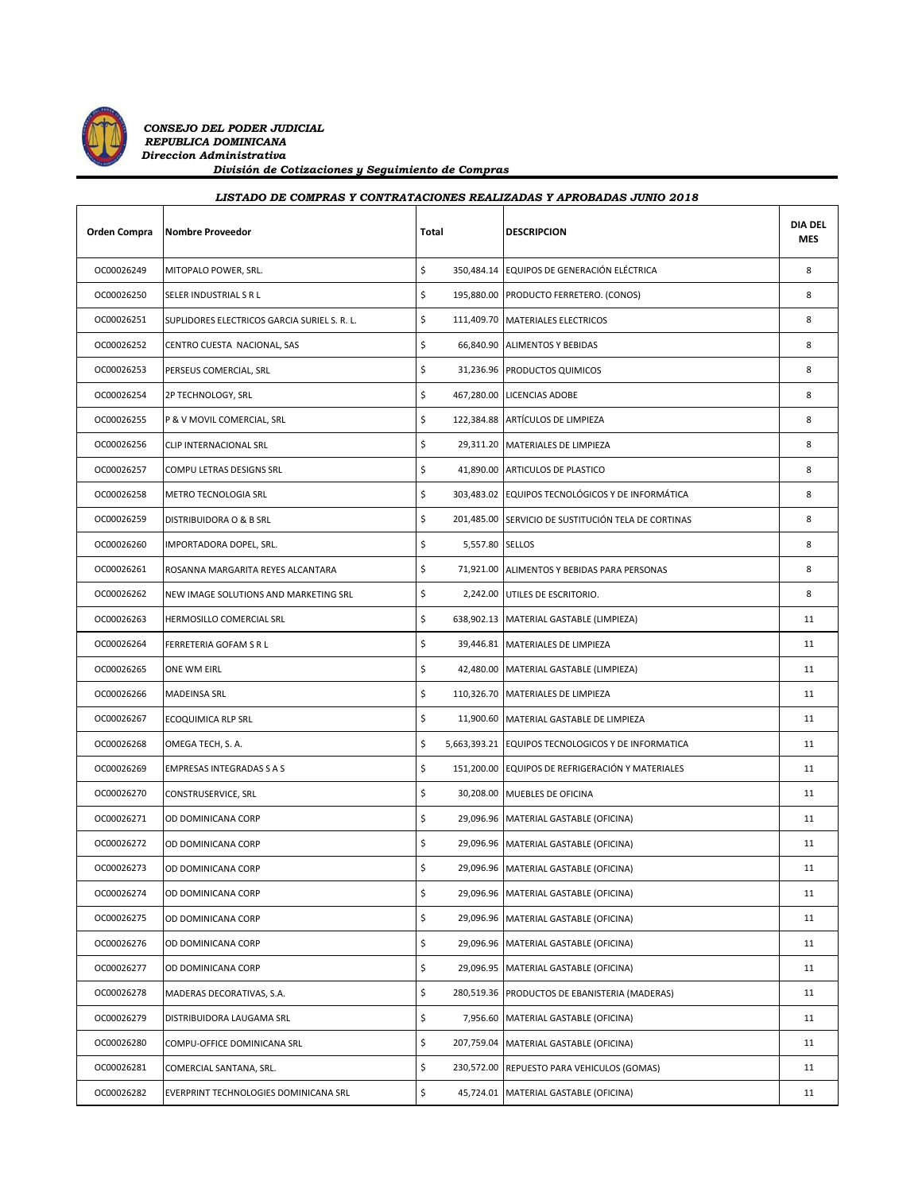*CONSEJO DEL PODER JUDICIAL*
*REPUBLICA DOMINICANA*
*Direccion Administrativa*
*División de Cotizaciones y Seguimiento de Compras*

***LISTADO DE COMPRAS Y CONTRATACIONES REALIZADAS Y APROBADAS JUNIO 2018***

| Orden Compra | Nombre Proveedor | Total | DESCRIPCION | DIA DEL MES |
|---|---|---|---|---|
| OC00026249 | MITOPALO POWER, SRL. | $ 350,484.14 | EQUIPOS DE GENERACIÓN ELÉCTRICA | 8 |
| OC00026250 | SELER INDUSTRIAL S R L | $ 195,880.00 | PRODUCTO FERRETERO. (CONOS) | 8 |
| OC00026251 | SUPLIDORES ELECTRICOS GARCIA SURIEL S. R. L. | $ 111,409.70 | MATERIALES ELECTRICOS | 8 |
| OC00026252 | CENTRO CUESTA NACIONAL, SAS | $ 66,840.90 | ALIMENTOS Y BEBIDAS | 8 |
| OC00026253 | PERSEUS COMERCIAL, SRL | $ 31,236.96 | PRODUCTOS QUIMICOS | 8 |
| OC00026254 | 2P TECHNOLOGY, SRL | $ 467,280.00 | LICENCIAS ADOBE | 8 |
| OC00026255 | P & V MOVIL COMERCIAL, SRL | $ 122,384.88 | ARTÍCULOS DE LIMPIEZA | 8 |
| OC00026256 | CLIP INTERNACIONAL SRL | $ 29,311.20 | MATERIALES DE LIMPIEZA | 8 |
| OC00026257 | COMPU LETRAS DESIGNS SRL | $ 41,890.00 | ARTICULOS DE PLASTICO | 8 |
| OC00026258 | METRO TECNOLOGIA SRL | $ 303,483.02 | EQUIPOS TECNOLÓGICOS Y DE INFORMÁTICA | 8 |
| OC00026259 | DISTRIBUIDORA O & B SRL | $ 201,485.00 | SERVICIO DE SUSTITUCIÓN TELA DE CORTINAS | 8 |
| OC00026260 | IMPORTADORA DOPEL, SRL. | $ 5,557.80 | SELLOS | 8 |
| OC00026261 | ROSANNA MARGARITA REYES ALCANTARA | $ 71,921.00 | ALIMENTOS Y BEBIDAS PARA PERSONAS | 8 |
| OC00026262 | NEW IMAGE SOLUTIONS AND MARKETING SRL | $ 2,242.00 | UTILES DE ESCRITORIO. | 8 |
| OC00026263 | HERMOSILLO COMERCIAL SRL | $ 638,902.13 | MATERIAL GASTABLE (LIMPIEZA) | 11 |
| OC00026264 | FERRETERIA GOFAM S R L | $ 39,446.81 | MATERIALES DE LIMPIEZA | 11 |
| OC00026265 | ONE WM EIRL | $ 42,480.00 | MATERIAL GASTABLE (LIMPIEZA) | 11 |
| OC00026266 | MADEINSA SRL | $ 110,326.70 | MATERIALES DE LIMPIEZA | 11 |
| OC00026267 | ECOQUIMICA RLP SRL | $ 11,900.60 | MATERIAL GASTABLE DE LIMPIEZA | 11 |
| OC00026268 | OMEGA TECH, S. A. | $ 5,663,393.21 | EQUIPOS TECNOLOGICOS Y DE INFORMATICA | 11 |
| OC00026269 | EMPRESAS INTEGRADAS S A S | $ 151,200.00 | EQUIPOS DE REFRIGERACIÓN Y MATERIALES | 11 |
| OC00026270 | CONSTRUSERVICE, SRL | $ 30,208.00 | MUEBLES DE OFICINA | 11 |
| OC00026271 | OD DOMINICANA CORP | $ 29,096.96 | MATERIAL GASTABLE (OFICINA) | 11 |
| OC00026272 | OD DOMINICANA CORP | $ 29,096.96 | MATERIAL GASTABLE (OFICINA) | 11 |
| OC00026273 | OD DOMINICANA CORP | $ 29,096.96 | MATERIAL GASTABLE (OFICINA) | 11 |
| OC00026274 | OD DOMINICANA CORP | $ 29,096.96 | MATERIAL GASTABLE (OFICINA) | 11 |
| OC00026275 | OD DOMINICANA CORP | $ 29,096.96 | MATERIAL GASTABLE (OFICINA) | 11 |
| OC00026276 | OD DOMINICANA CORP | $ 29,096.96 | MATERIAL GASTABLE (OFICINA) | 11 |
| OC00026277 | OD DOMINICANA CORP | $ 29,096.95 | MATERIAL GASTABLE (OFICINA) | 11 |
| OC00026278 | MADERAS DECORATIVAS, S.A. | $ 280,519.36 | PRODUCTOS DE EBANISTERIA (MADERAS) | 11 |
| OC00026279 | DISTRIBUIDORA LAUGAMA SRL | $ 7,956.60 | MATERIAL GASTABLE (OFICINA) | 11 |
| OC00026280 | COMPU-OFFICE DOMINICANA SRL | $ 207,759.04 | MATERIAL GASTABLE (OFICINA) | 11 |
| OC00026281 | COMERCIAL SANTANA, SRL. | $ 230,572.00 | REPUESTO PARA VEHICULOS (GOMAS) | 11 |
| OC00026282 | EVERPRINT TECHNOLOGIES DOMINICANA SRL | $ 45,724.01 | MATERIAL GASTABLE (OFICINA) | 11 |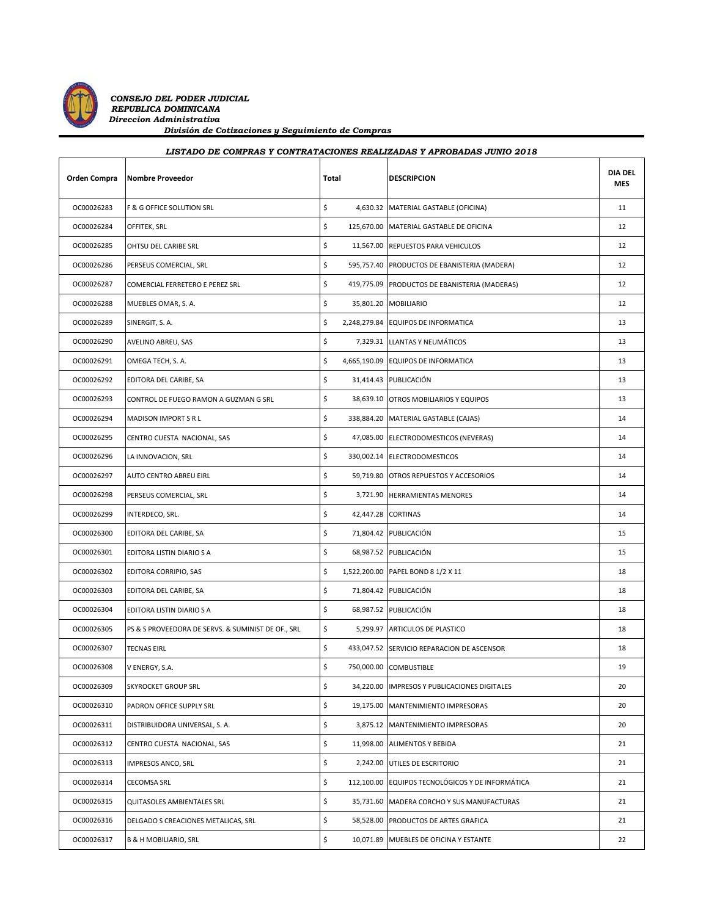*CONSEJO DEL PODER JUDICIAL*
*REPUBLICA DOMINICANA*
*Direccion Administrativa*
*División de Cotizaciones y Seguimiento de Compras*

**LISTADO DE COMPRAS Y CONTRATACIONES REALIZADAS Y APROBADAS JUNIO 2018**

| Orden Compra | Nombre Proveedor | Total | DESCRIPCION | DIA DEL MES |
|---|---|---|---|---|
| OC00026283 | F & G OFFICE SOLUTION SRL | $ 4,630.32 | MATERIAL GASTABLE (OFICINA) | 11 |
| OC00026284 | OFFITEK, SRL | $ 125,670.00 | MATERIAL GASTABLE DE OFICINA | 12 |
| OC00026285 | OHTSU DEL CARIBE SRL | $ 11,567.00 | REPUESTOS PARA VEHICULOS | 12 |
| OC00026286 | PERSEUS COMERCIAL, SRL | $ 595,757.40 | PRODUCTOS DE EBANISTERIA (MADERA) | 12 |
| OC00026287 | COMERCIAL FERRETERO E PEREZ SRL | $ 419,775.09 | PRODUCTOS DE EBANISTERIA (MADERAS) | 12 |
| OC00026288 | MUEBLES OMAR, S. A. | $ 35,801.20 | MOBILIARIO | 12 |
| OC00026289 | SINERGIT, S. A. | $ 2,248,279.84 | EQUIPOS DE INFORMATICA | 13 |
| OC00026290 | AVELINO ABREU, SAS | $ 7,329.31 | LLANTAS Y NEUMÁTICOS | 13 |
| OC00026291 | OMEGA TECH, S. A. | $ 4,665,190.09 | EQUIPOS DE INFORMATICA | 13 |
| OC00026292 | EDITORA DEL CARIBE, SA | $ 31,414.43 | PUBLICACIÓN | 13 |
| OC00026293 | CONTROL DE FUEGO RAMON A GUZMAN G SRL | $ 38,639.10 | OTROS MOBILIARIOS Y EQUIPOS | 13 |
| OC00026294 | MADISON IMPORT S R L | $ 338,884.20 | MATERIAL GASTABLE (CAJAS) | 14 |
| OC00026295 | CENTRO CUESTA NACIONAL, SAS | $ 47,085.00 | ELECTRODOMESTICOS (NEVERAS) | 14 |
| OC00026296 | LA INNOVACION, SRL | $ 330,002.14 | ELECTRODOMESTICOS | 14 |
| OC00026297 | AUTO CENTRO ABREU EIRL | $ 59,719.80 | OTROS REPUESTOS Y ACCESORIOS | 14 |
| OC00026298 | PERSEUS COMERCIAL, SRL | $ 3,721.90 | HERRAMIENTAS MENORES | 14 |
| OC00026299 | INTERDECO, SRL. | $ 42,447.28 | CORTINAS | 14 |
| OC00026300 | EDITORA DEL CARIBE, SA | $ 71,804.42 | PUBLICACIÓN | 15 |
| OC00026301 | EDITORA LISTIN DIARIO S A | $ 68,987.52 | PUBLICACIÓN | 15 |
| OC00026302 | EDITORA CORRIPIO, SAS | $ 1,522,200.00 | PAPEL BOND 8 1/2 X 11 | 18 |
| OC00026303 | EDITORA DEL CARIBE, SA | $ 71,804.42 | PUBLICACIÓN | 18 |
| OC00026304 | EDITORA LISTIN DIARIO S A | $ 68,987.52 | PUBLICACIÓN | 18 |
| OC00026305 | PS & S PROVEEDORA DE SERVS. & SUMINIST DE OF., SRL | $ 5,299.97 | ARTICULOS DE PLASTICO | 18 |
| OC00026307 | TECNAS EIRL | $ 433,047.52 | SERVICIO REPARACION DE ASCENSOR | 18 |
| OC00026308 | V ENERGY, S.A. | $ 750,000.00 | COMBUSTIBLE | 19 |
| OC00026309 | SKYROCKET GROUP SRL | $ 34,220.00 | IMPRESOS Y PUBLICACIONES DIGITALES | 20 |
| OC00026310 | PADRON OFFICE SUPPLY SRL | $ 19,175.00 | MANTENIMIENTO IMPRESORAS | 20 |
| OC00026311 | DISTRIBUIDORA UNIVERSAL, S. A. | $ 3,875.12 | MANTENIMIENTO IMPRESORAS | 20 |
| OC00026312 | CENTRO CUESTA NACIONAL, SAS | $ 11,998.00 | ALIMENTOS Y BEBIDA | 21 |
| OC00026313 | IMPRESOS ANCO, SRL | $ 2,242.00 | UTILES DE ESCRITORIO | 21 |
| OC00026314 | CECOMSA SRL | $ 112,100.00 | EQUIPOS TECNOLÓGICOS Y DE INFORMÁTICA | 21 |
| OC00026315 | QUITASOLES AMBIENTALES SRL | $ 35,731.60 | MADERA CORCHO Y SUS MANUFACTURAS | 21 |
| OC00026316 | DELGADO S CREACIONES METALICAS, SRL | $ 58,528.00 | PRODUCTOS DE ARTES GRAFICA | 21 |
| OC00026317 | B & H MOBILIARIO, SRL | $ 10,071.89 | MUEBLES DE OFICINA Y ESTANTE | 22 |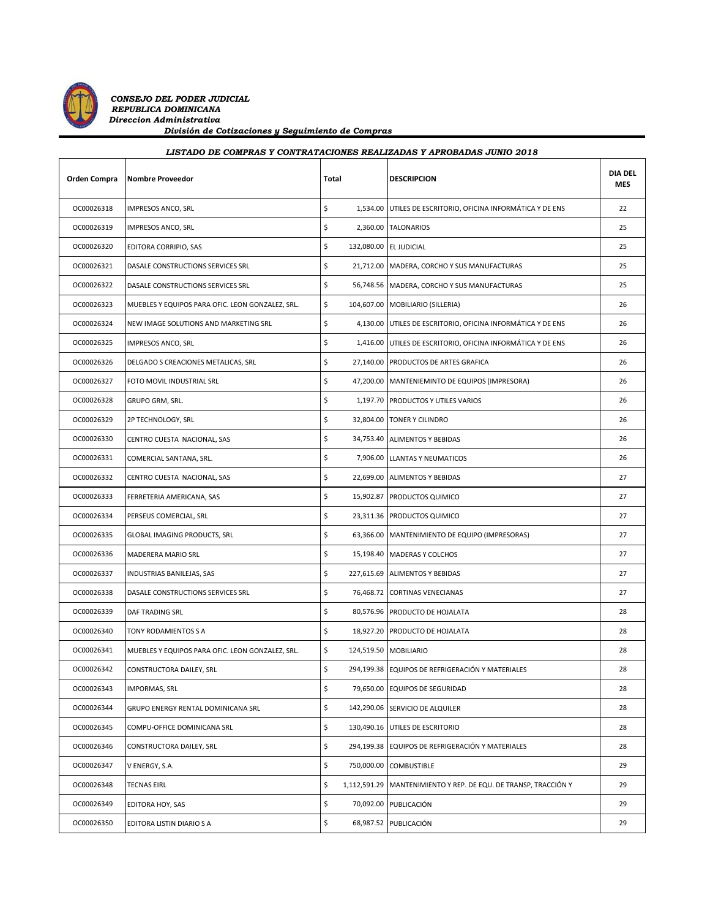*CONSEJO DEL PODER JUDICIAL*
*REPUBLICA DOMINICANA*
*Direccion Administrativa*
*División de Cotizaciones y Seguimiento de Compras*

### *LISTADO DE COMPRAS Y CONTRATACIONES REALIZADAS Y APROBADAS JUNIO 2018*

| Orden Compra | Nombre Proveedor | Total | DESCRIPCION | DIA DEL MES |
|---|---|---|---|---|
| OC00026318 | IMPRESOS ANCO, SRL | $ 1,534.00 | UTILES DE ESCRITORIO, OFICINA INFORMÁTICA Y DE ENS | 22 |
| OC00026319 | IMPRESOS ANCO, SRL | $ 2,360.00 | TALONARIOS | 25 |
| OC00026320 | EDITORA CORRIPIO, SAS | $ 132,080.00 | EL JUDICIAL | 25 |
| OC00026321 | DASALE CONSTRUCTIONS SERVICES SRL | $ 21,712.00 | MADERA, CORCHO Y SUS MANUFACTURAS | 25 |
| OC00026322 | DASALE CONSTRUCTIONS SERVICES SRL | $ 56,748.56 | MADERA, CORCHO Y SUS MANUFACTURAS | 25 |
| OC00026323 | MUEBLES Y EQUIPOS PARA OFIC. LEON GONZALEZ, SRL. | $ 104,607.00 | MOBILIARIO (SILLERIA) | 26 |
| OC00026324 | NEW IMAGE SOLUTIONS AND MARKETING SRL | $ 4,130.00 | UTILES DE ESCRITORIO, OFICINA INFORMÁTICA Y DE ENS | 26 |
| OC00026325 | IMPRESOS ANCO, SRL | $ 1,416.00 | UTILES DE ESCRITORIO, OFICINA INFORMÁTICA Y DE ENS | 26 |
| OC00026326 | DELGADO S CREACIONES METALICAS, SRL | $ 27,140.00 | PRODUCTOS DE ARTES GRAFICA | 26 |
| OC00026327 | FOTO MOVIL INDUSTRIAL SRL | $ 47,200.00 | MANTENIEMINTO DE EQUIPOS (IMPRESORA) | 26 |
| OC00026328 | GRUPO GRM, SRL. | $ 1,197.70 | PRODUCTOS Y UTILES VARIOS | 26 |
| OC00026329 | 2P TECHNOLOGY, SRL | $ 32,804.00 | TONER Y CILINDRO | 26 |
| OC00026330 | CENTRO CUESTA NACIONAL, SAS | $ 34,753.40 | ALIMENTOS Y BEBIDAS | 26 |
| OC00026331 | COMERCIAL SANTANA, SRL. | $ 7,906.00 | LLANTAS Y NEUMATICOS | 26 |
| OC00026332 | CENTRO CUESTA NACIONAL, SAS | $ 22,699.00 | ALIMENTOS Y BEBIDAS | 27 |
| OC00026333 | FERRETERIA AMERICANA, SAS | $ 15,902.87 | PRODUCTOS QUIMICO | 27 |
| OC00026334 | PERSEUS COMERCIAL, SRL | $ 23,311.36 | PRODUCTOS QUIMICO | 27 |
| OC00026335 | GLOBAL IMAGING PRODUCTS, SRL | $ 63,366.00 | MANTENIMIENTO DE EQUIPO (IMPRESORAS) | 27 |
| OC00026336 | MADERERA MARIO SRL | $ 15,198.40 | MADERAS Y COLCHOS | 27 |
| OC00026337 | INDUSTRIAS BANILEJAS, SAS | $ 227,615.69 | ALIMENTOS Y BEBIDAS | 27 |
| OC00026338 | DASALE CONSTRUCTIONS SERVICES SRL | $ 76,468.72 | CORTINAS VENECIANAS | 27 |
| OC00026339 | DAF TRADING SRL | $ 80,576.96 | PRODUCTO DE HOJALATA | 28 |
| OC00026340 | TONY RODAMIENTOS S A | $ 18,927.20 | PRODUCTO DE HOJALATA | 28 |
| OC00026341 | MUEBLES Y EQUIPOS PARA OFIC. LEON GONZALEZ, SRL. | $ 124,519.50 | MOBILIARIO | 28 |
| OC00026342 | CONSTRUCTORA DAILEY, SRL | $ 294,199.38 | EQUIPOS DE REFRIGERACIÓN Y MATERIALES | 28 |
| OC00026343 | IMPORMAS, SRL | $ 79,650.00 | EQUIPOS DE SEGURIDAD | 28 |
| OC00026344 | GRUPO ENERGY RENTAL DOMINICANA SRL | $ 142,290.06 | SERVICIO DE ALQUILER | 28 |
| OC00026345 | COMPU-OFFICE DOMINICANA SRL | $ 130,490.16 | UTILES DE ESCRITORIO | 28 |
| OC00026346 | CONSTRUCTORA DAILEY, SRL | $ 294,199.38 | EQUIPOS DE REFRIGERACIÓN Y MATERIALES | 28 |
| OC00026347 | V ENERGY, S.A. | $ 750,000.00 | COMBUSTIBLE | 29 |
| OC00026348 | TECNAS EIRL | $ 1,112,591.29 | MANTENIMIENTO Y REP. DE EQU. DE TRANSP, TRACCIÓN Y | 29 |
| OC00026349 | EDITORA HOY, SAS | $ 70,092.00 | PUBLICACIÓN | 29 |
| OC00026350 | EDITORA LISTIN DIARIO S A | $ 68,987.52 | PUBLICACIÓN | 29 |